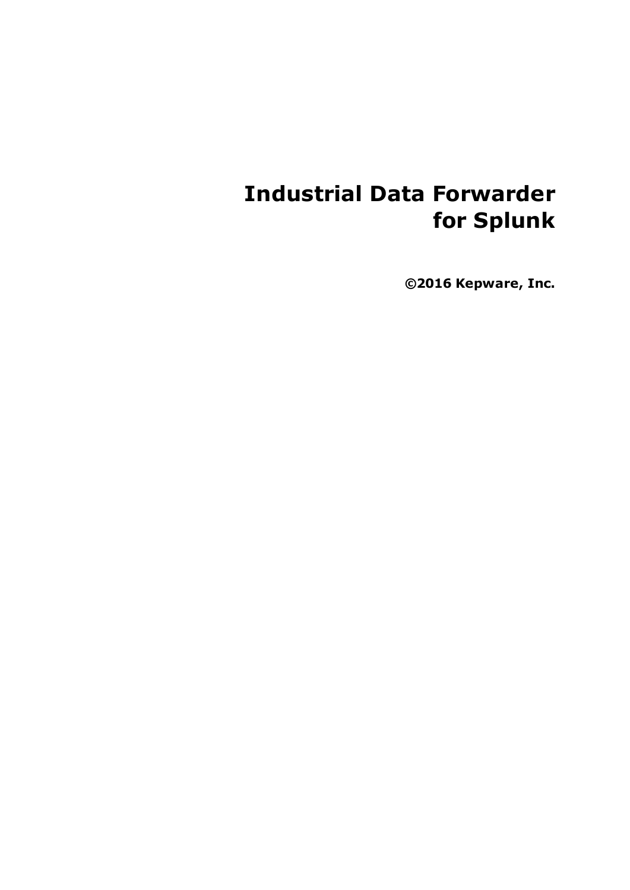# Industrial Data Forwarder for Splunk

**©2016 Kepware, Inc.**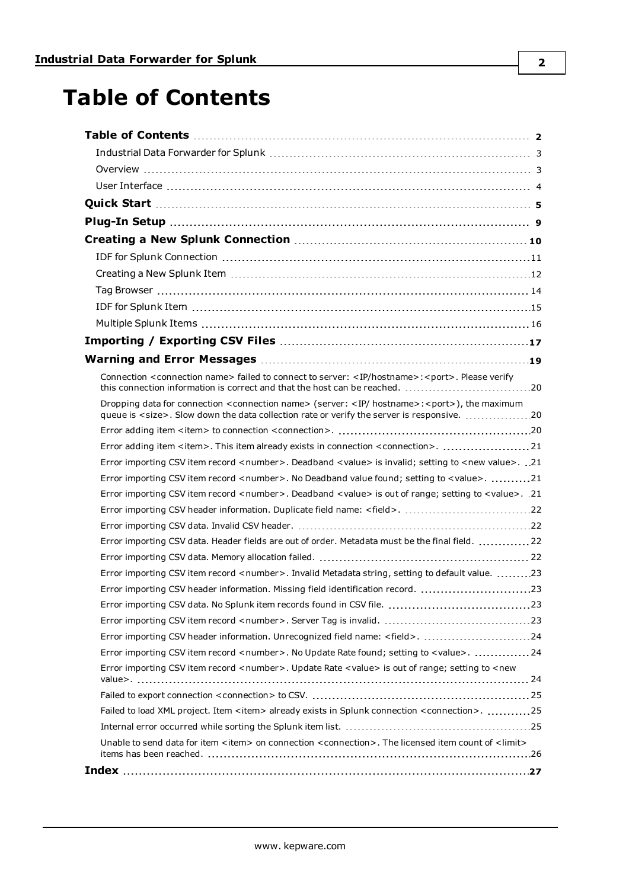# Table of Contents

| | |
|---|---|
| **Table of Contents** | **2** |
| Industrial Data Forwarder for Splunk | 3 |
| Overview | 3 |
| User Interface | 4 |
| **Quick Start** | **5** |
| **Plug-In Setup** | **9** |
| **Creating a New Splunk Connection** | **10** |
| IDF for Splunk Connection | 11 |
| Creating a New Splunk Item | 12 |
| Tag Browser | 14 |
| IDF for Splunk Item | 15 |
| Multiple Splunk Items | 16 |
| **Importing / Exporting CSV Files** | **17** |
| **Warning and Error Messages** | **19** |
| Connection <connection name> failed to connect to server: <IP/hostname>:<port>. Please verify this connection information is correct and that the host can be reached. | 20 |
| Dropping data for connection <connection name> (server: <IP/ hostname>:<port>), the maximum queue is <size>. Slow down the data collection rate or verify the server is responsive. | 20 |
| Error adding item <item> to connection <connection>. | 20 |
| Error adding item <item>. This item already exists in connection <connection>. | 21 |
| Error importing CSV item record <number>. Deadband <value> is invalid; setting to <new value>. | 21 |
| Error importing CSV item record <number>. No Deadband value found; setting to <value>. | 21 |
| Error importing CSV item record <number>. Deadband <value> is out of range; setting to <value>. | 21 |
| Error importing CSV header information. Duplicate field name: <field>. | 22 |
| Error importing CSV data. Invalid CSV header. | 22 |
| Error importing CSV data. Header fields are out of order. Metadata must be the final field. | 22 |
| Error importing CSV data. Memory allocation failed. | 22 |
| Error importing CSV item record <number>. Invalid Metadata string, setting to default value. | 23 |
| Error importing CSV header information. Missing field identification record. | 23 |
| Error importing CSV data. No Splunk item records found in CSV file. | 23 |
| Error importing CSV item record <number>. Server Tag is invalid. | 23 |
| Error importing CSV header information. Unrecognized field name: <field>. | 24 |
| Error importing CSV item record <number>. No Update Rate found; setting to <value>. | 24 |
| Error importing CSV item record <number>. Update Rate <value> is out of range; setting to <new value>. | 24 |
| Failed to export connection <connection> to CSV. | 25 |
| Failed to load XML project. Item <item> already exists in Splunk connection <connection>. | 25 |
| Internal error occurred while sorting the Splunk item list. | 25 |
| Unable to send data for item <item> on connection <connection>. The licensed item count of <limit> items has been reached. | 26 |
| **Index** | **27** |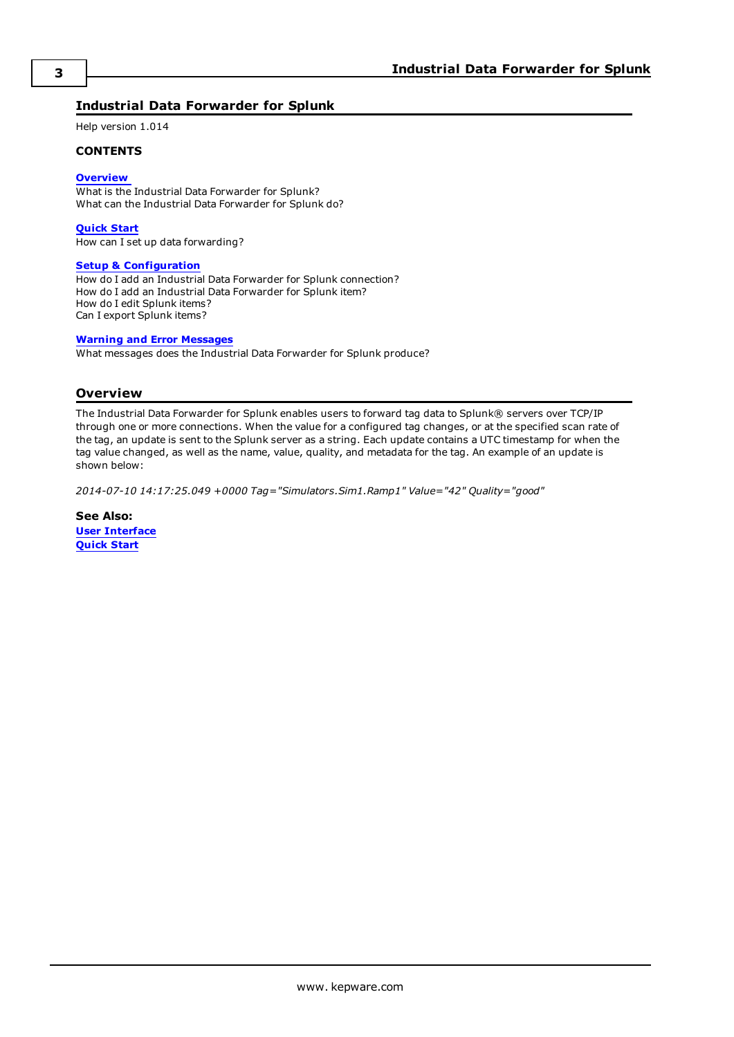# Industrial Data Forwarder for Splunk

Help version 1.014

**CONTENTS**

**Overview**
What is the Industrial Data Forwarder for Splunk?
What can the Industrial Data Forwarder for Splunk do?

**Quick Start**
How can I set up data forwarding?

**Setup & Configuration**
How do I add an Industrial Data Forwarder for Splunk connection?
How do I add an Industrial Data Forwarder for Splunk item?
How do I edit Splunk items?
Can I export Splunk items?

**Warning and Error Messages**
What messages does the Industrial Data Forwarder for Splunk produce?

## Overview

The Industrial Data Forwarder for Splunk enables users to forward tag data to Splunk® servers over TCP/IP through one or more connections. When the value for a configured tag changes, or at the specified scan rate of the tag, an update is sent to the Splunk server as a string. Each update contains a UTC timestamp for when the tag value changed, as well as the name, value, quality, and metadata for the tag. An example of an update is shown below:

*2014-07-10 14:17:25.049 +0000 Tag="Simulators.Sim1.Ramp1" Value="42" Quality="good"*

**See Also:**
**User Interface**
**Quick Start**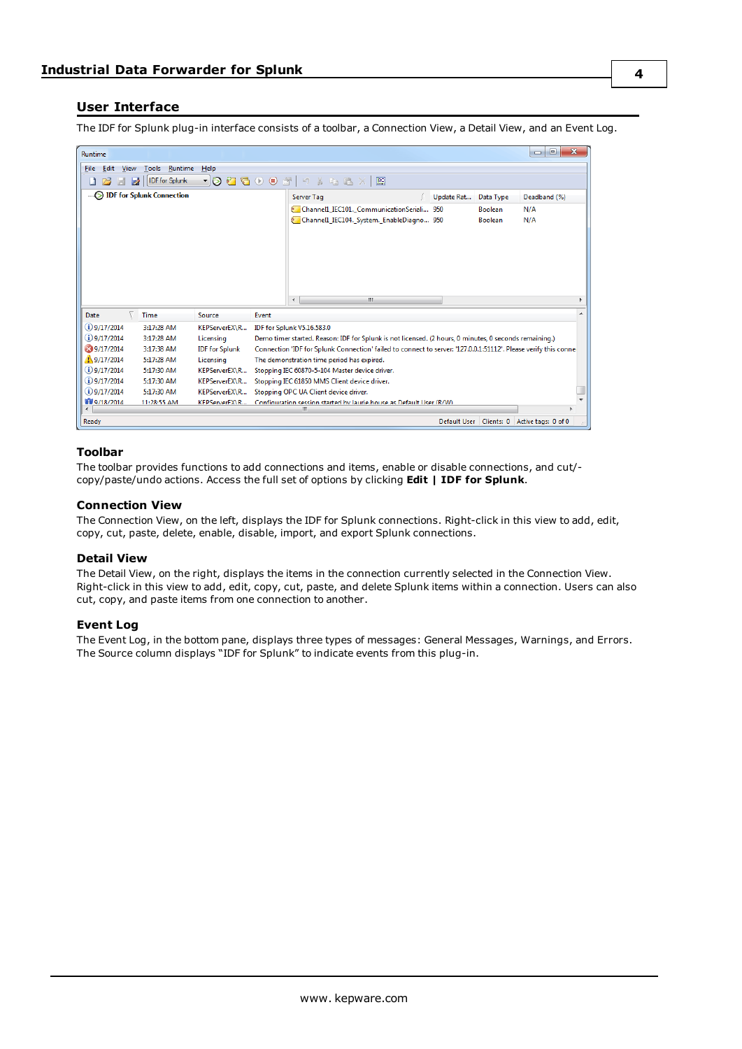## User Interface

The IDF for Splunk plug-in interface consists of a toolbar, a Connection View, a Detail View, and an Event Log.

### Toolbar

The toolbar provides functions to add connections and items, enable or disable connections, and cut/-copy/paste/undo actions. Access the full set of options by clicking **Edit | IDF for Splunk**.

### Connection View

The Connection View, on the left, displays the IDF for Splunk connections. Right-click in this view to add, edit, copy, cut, paste, delete, enable, disable, import, and export Splunk connections.

### Detail View

The Detail View, on the right, displays the items in the connection currently selected in the Connection View. Right-click in this view to add, edit, copy, cut, paste, and delete Splunk items within a connection. Users can also cut, copy, and paste items from one connection to another.

### Event Log

The Event Log, in the bottom pane, displays three types of messages: General Messages, Warnings, and Errors. The Source column displays "IDF for Splunk" to indicate events from this plug-in.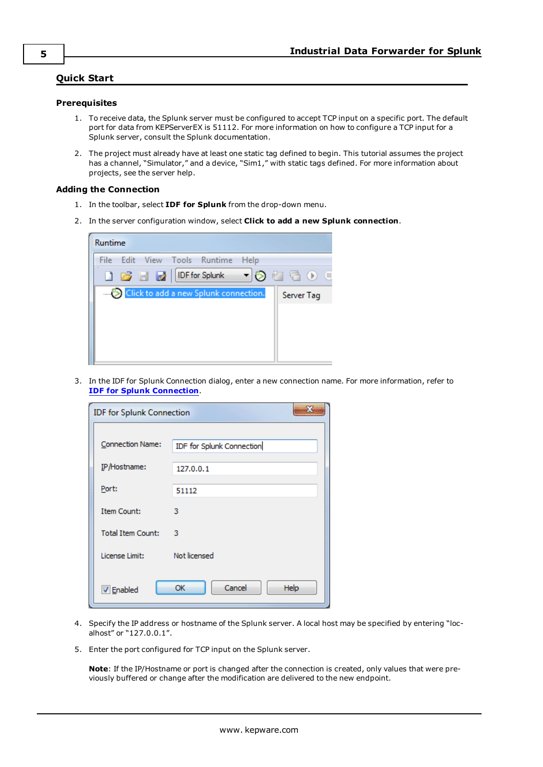## Quick Start

### Prerequisites

1. To receive data, the Splunk server must be configured to accept TCP input on a specific port. The default port for data from KEPServerEX is 51112. For more information on how to configure a TCP input for a Splunk server, consult the Splunk documentation.
2. The project must already have at least one static tag defined to begin. This tutorial assumes the project has a channel, "Simulator," and a device, "Sim1," with static tags defined. For more information about projects, see the server help.

### Adding the Connection

1. In the toolbar, select **IDF for Splunk** from the drop-down menu.
2. In the server configuration window, select **Click to add a new Splunk connection**.
3. In the IDF for Splunk Connection dialog, enter a new connection name. For more information, refer to **IDF for Splunk Connection**.
4. Specify the IP address or hostname of the Splunk server. A local host may be specified by entering "localhost" or "127.0.0.1".
5. Enter the port configured for TCP input on the Splunk server.

   **Note**: If the IP/Hostname or port is changed after the connection is created, only values that were previously buffered or change after the modification are delivered to the new endpoint.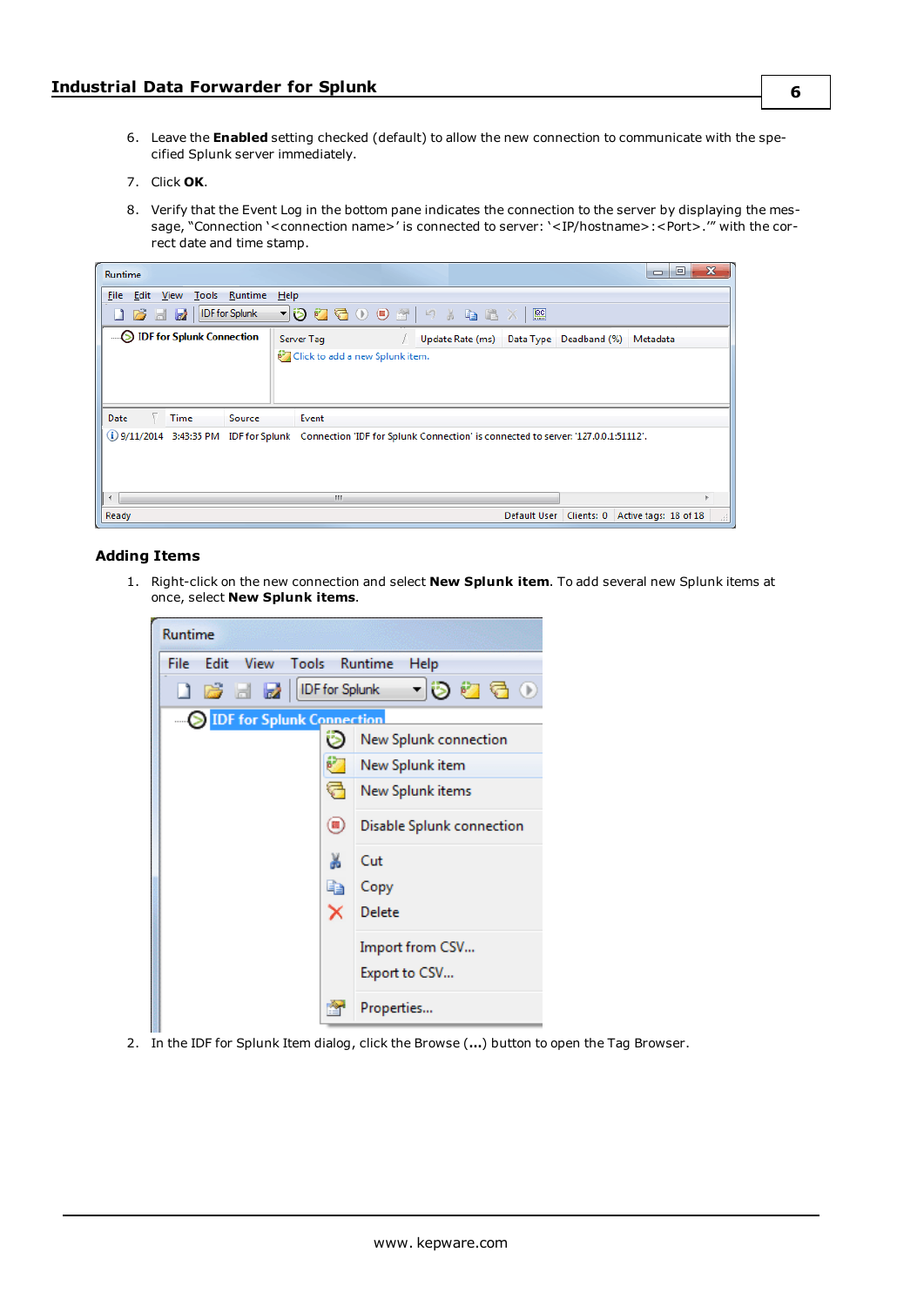6. Leave the **Enabled** setting checked (default) to allow the new connection to communicate with the specified Splunk server immediately.

7. Click **OK**.

8. Verify that the Event Log in the bottom pane indicates the connection to the server by displaying the message, "Connection '<connection name>' is connected to server: '<IP/hostname>:<Port>'." with the correct date and time stamp.

## Adding Items

1. Right-click on the new connection and select **New Splunk item**. To add several new Splunk items at once, select **New Splunk items**.

2. In the IDF for Splunk Item dialog, click the Browse (**...**) button to open the Tag Browser.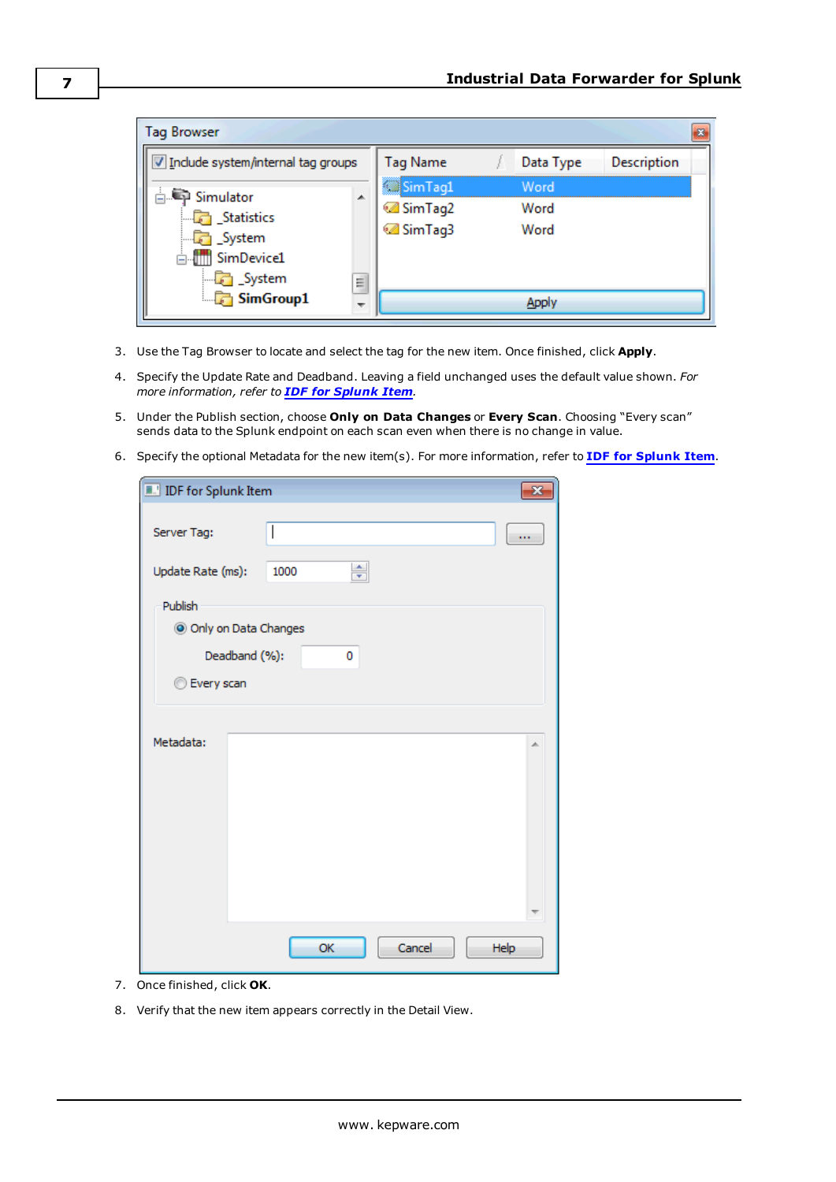3. Use the Tag Browser to locate and select the tag for the new item. Once finished, click **Apply**.

4. Specify the Update Rate and Deadband. Leaving a field unchanged uses the default value shown. *For more information, refer to* ***IDF for Splunk Item****.*

5. Under the Publish section, choose **Only on Data Changes** or **Every Scan**. Choosing “Every scan” sends data to the Splunk endpoint on each scan even when there is no change in value.

6. Specify the optional Metadata for the new item(s). For more information, refer to **IDF for Splunk Item**.

7. Once finished, click **OK**.

8. Verify that the new item appears correctly in the Detail View.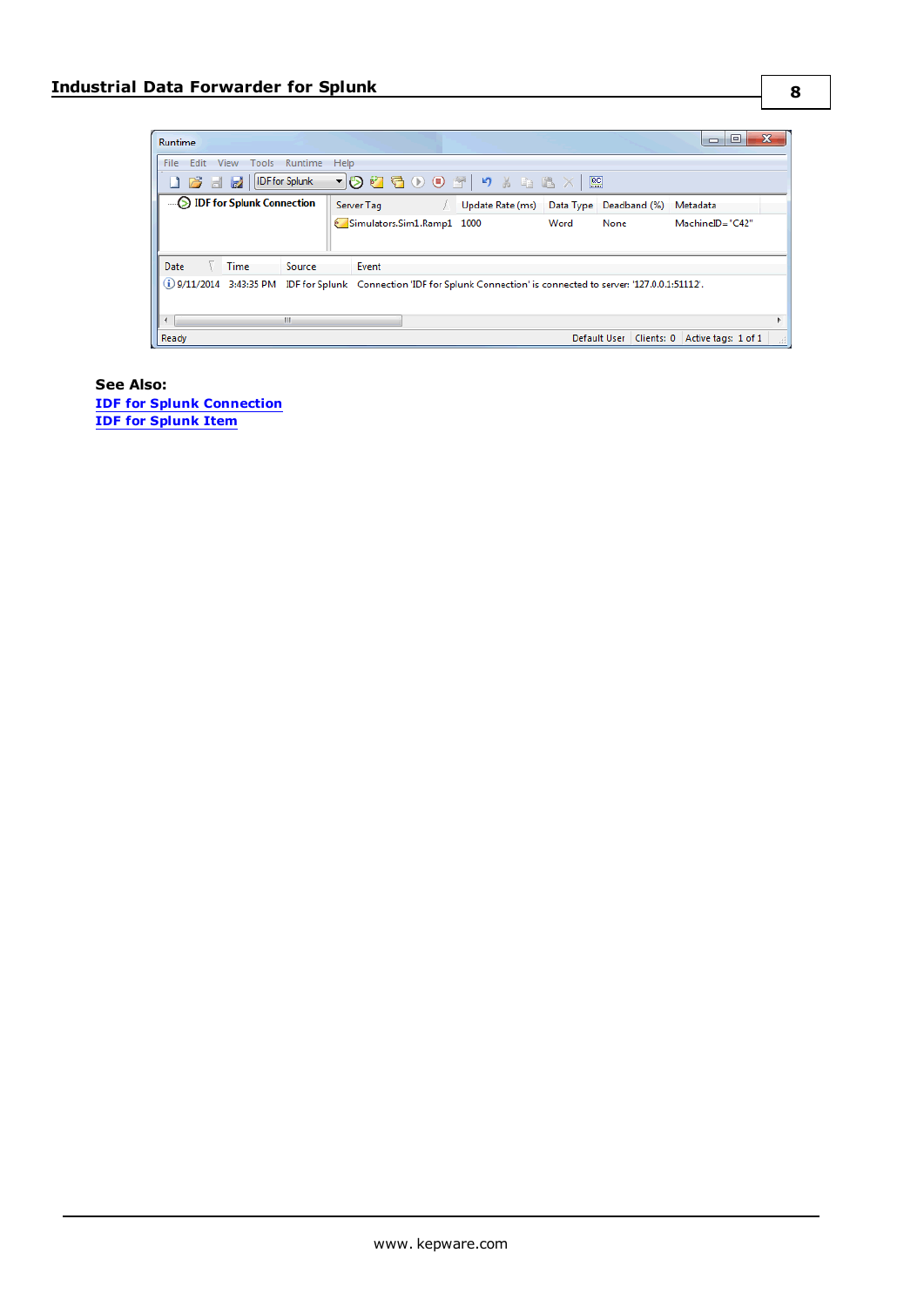**See Also:**

[IDF for Splunk Connection]

[IDF for Splunk Item]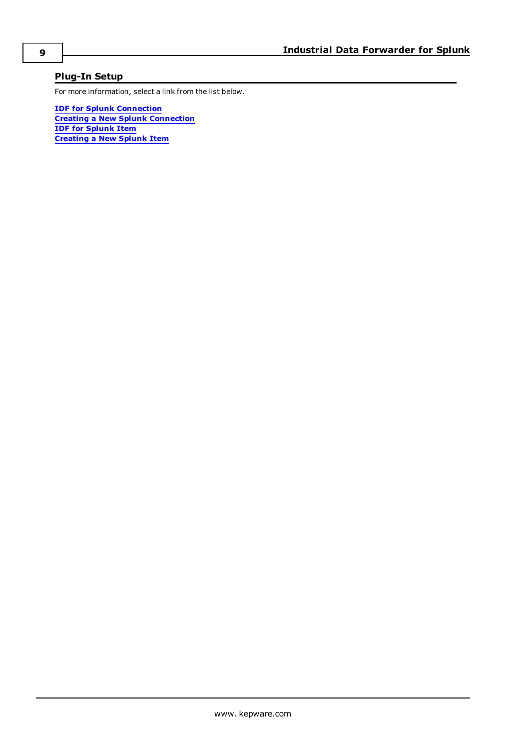## Plug-In Setup

For more information, select a link from the list below.

**IDF for Splunk Connection**
**Creating a New Splunk Connection**
**IDF for Splunk Item**
**Creating a New Splunk Item**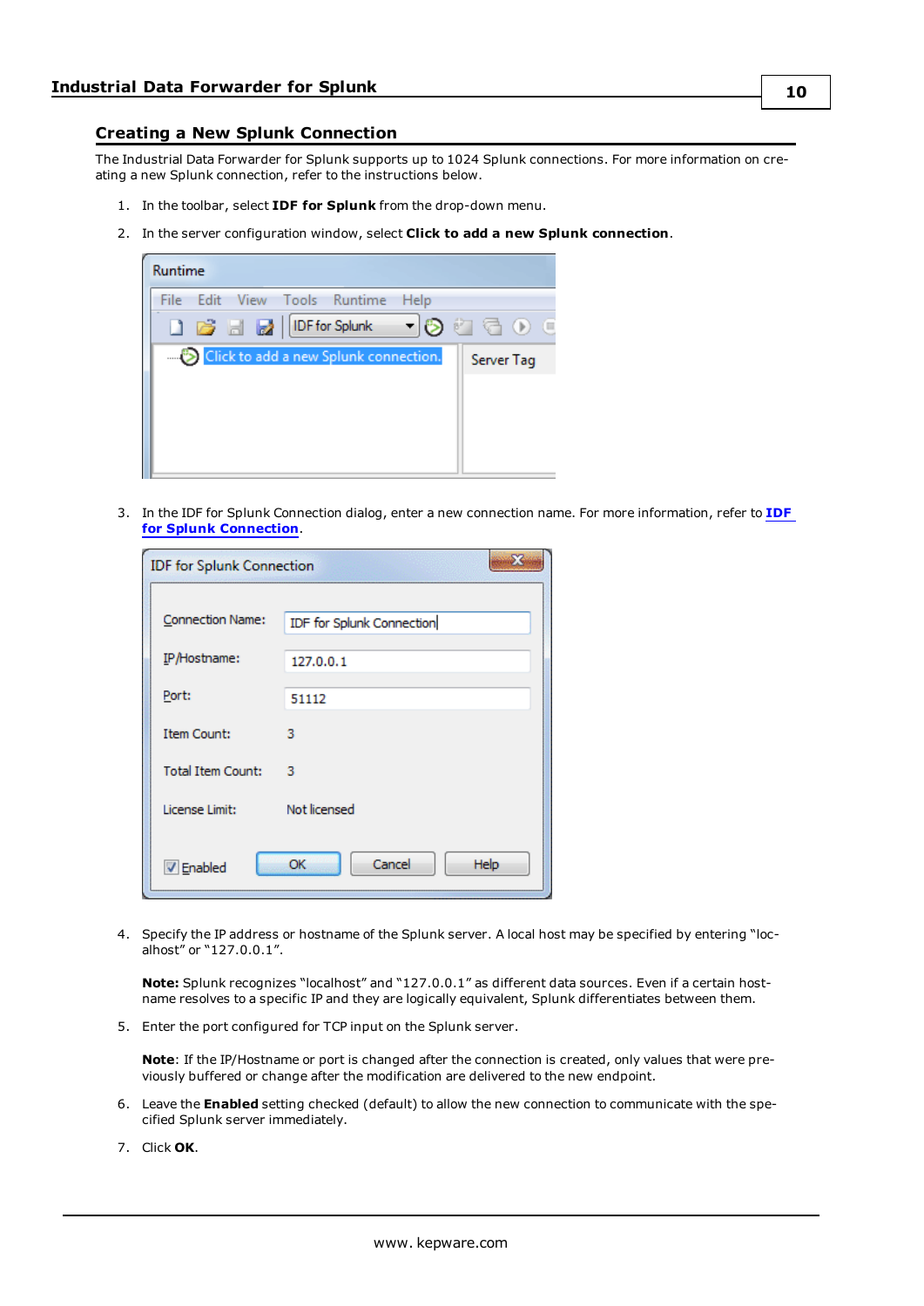## Creating a New Splunk Connection

The Industrial Data Forwarder for Splunk supports up to 1024 Splunk connections. For more information on creating a new Splunk connection, refer to the instructions below.

1. In the toolbar, select **IDF for Splunk** from the drop-down menu.
2. In the server configuration window, select **Click to add a new Splunk connection**.
3. In the IDF for Splunk Connection dialog, enter a new connection name. For more information, refer to **IDF for Splunk Connection**.
4. Specify the IP address or hostname of the Splunk server. A local host may be specified by entering “localhost” or “127.0.0.1”.

   **Note:** Splunk recognizes “localhost” and “127.0.0.1” as different data sources. Even if a certain hostname resolves to a specific IP and they are logically equivalent, Splunk differentiates between them.

5. Enter the port configured for TCP input on the Splunk server.

   **Note**: If the IP/Hostname or port is changed after the connection is created, only values that were previously buffered or change after the modification are delivered to the new endpoint.

6. Leave the **Enabled** setting checked (default) to allow the new connection to communicate with the specified Splunk server immediately.
7. Click **OK**.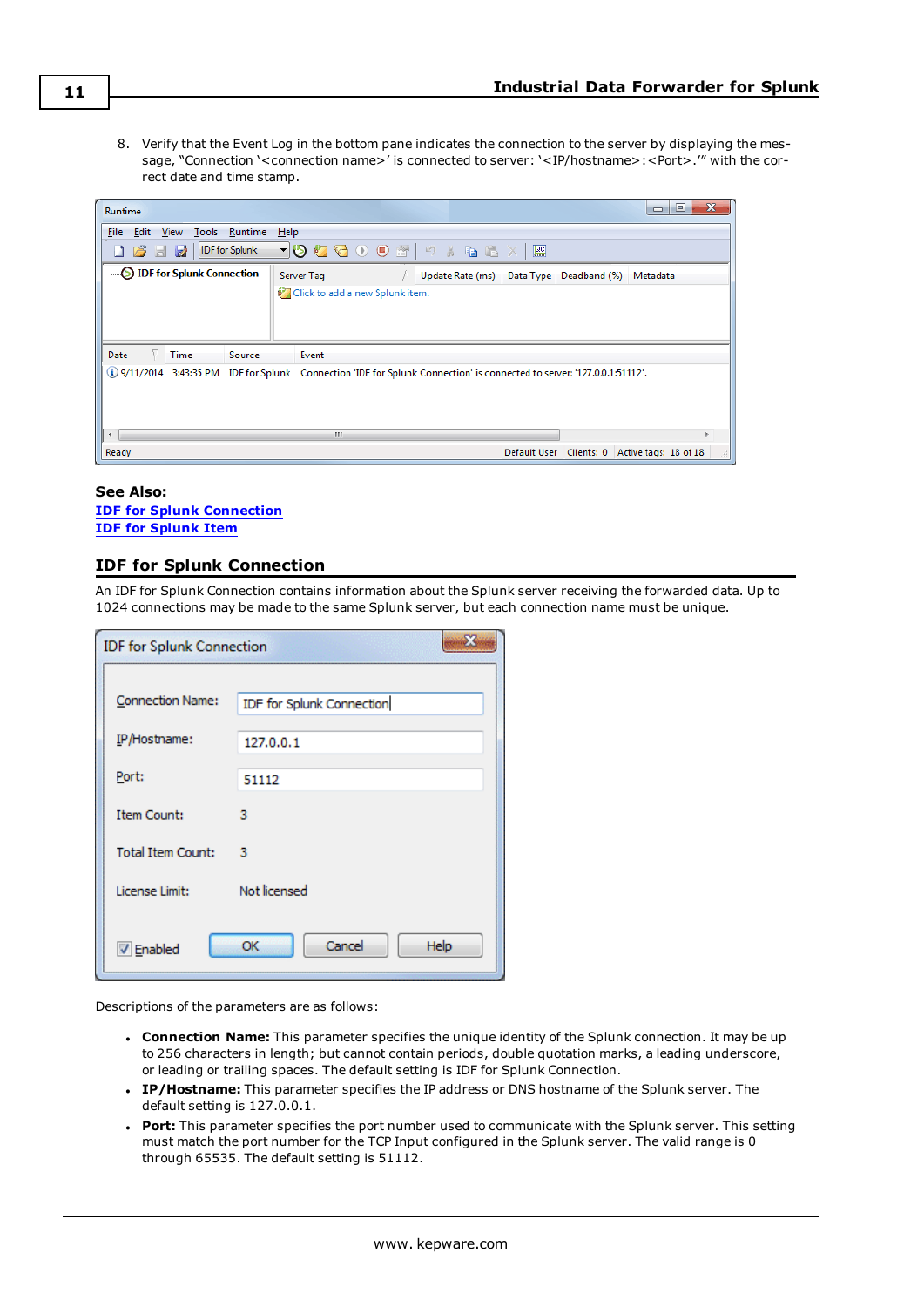8. Verify that the Event Log in the bottom pane indicates the connection to the server by displaying the message, "Connection '<connection name>' is connected to server: '<IP/hostname>:<Port>.'" with the correct date and time stamp.

**See Also:**
[IDF for Splunk Connection]
[IDF for Splunk Item]

## IDF for Splunk Connection

An IDF for Splunk Connection contains information about the Splunk server receiving the forwarded data. Up to 1024 connections may be made to the same Splunk server, but each connection name must be unique.

Descriptions of the parameters are as follows:

- **Connection Name:** This parameter specifies the unique identity of the Splunk connection. It may be up to 256 characters in length; but cannot contain periods, double quotation marks, a leading underscore, or leading or trailing spaces. The default setting is IDF for Splunk Connection.
- **IP/Hostname:** This parameter specifies the IP address or DNS hostname of the Splunk server. The default setting is 127.0.0.1.
- **Port:** This parameter specifies the port number used to communicate with the Splunk server. This setting must match the port number for the TCP Input configured in the Splunk server. The valid range is 0 through 65535. The default setting is 51112.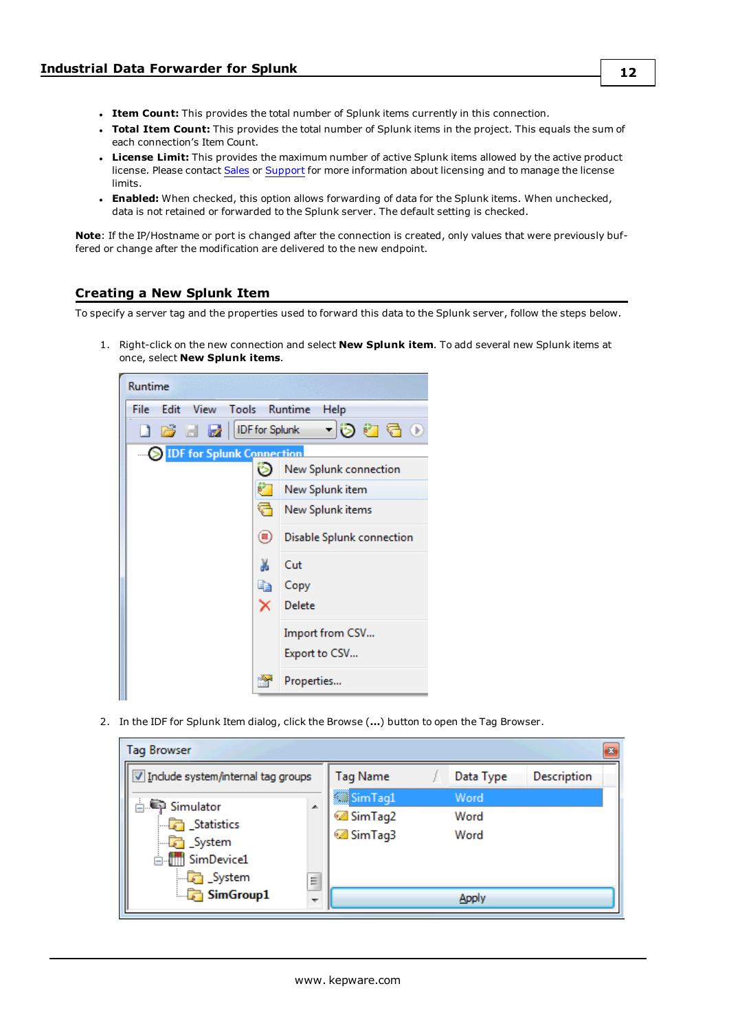- **Item Count:** This provides the total number of Splunk items currently in this connection.
- **Total Item Count:** This provides the total number of Splunk items in the project. This equals the sum of each connection's Item Count.
- **License Limit:** This provides the maximum number of active Splunk items allowed by the active product license. Please contact Sales or Support for more information about licensing and to manage the license limits.
- **Enabled:** When checked, this option allows forwarding of data for the Splunk items. When unchecked, data is not retained or forwarded to the Splunk server. The default setting is checked.

**Note**: If the IP/Hostname or port is changed after the connection is created, only values that were previously buffered or change after the modification are delivered to the new endpoint.

## Creating a New Splunk Item

To specify a server tag and the properties used to forward this data to the Splunk server, follow the steps below.

1. Right-click on the new connection and select **New Splunk item**. To add several new Splunk items at once, select **New Splunk items**.

2. In the IDF for Splunk Item dialog, click the Browse (**...**) button to open the Tag Browser.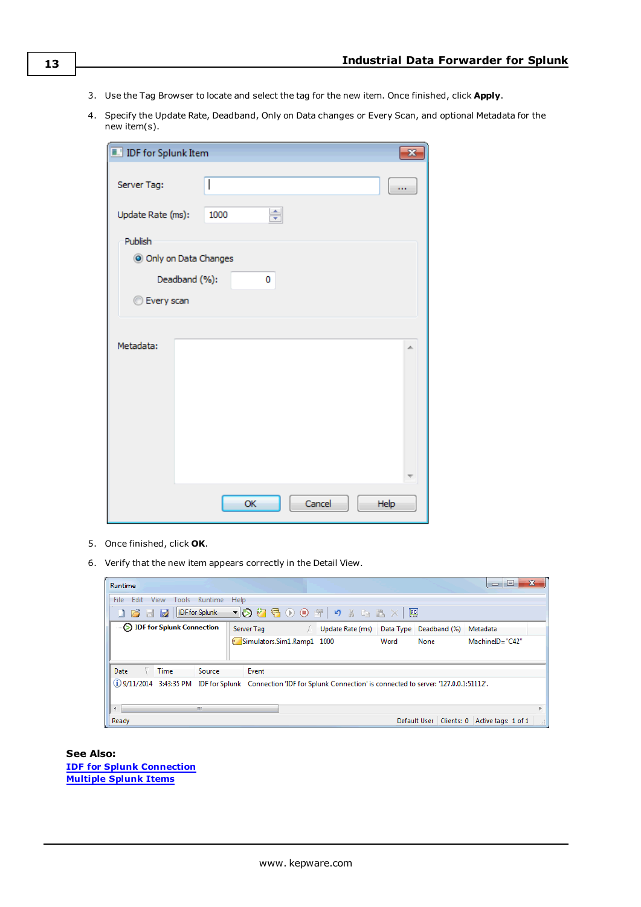3. Use the Tag Browser to locate and select the tag for the new item. Once finished, click **Apply**.

4. Specify the Update Rate, Deadband, Only on Data changes or Every Scan, and optional Metadata for the new item(s).

5. Once finished, click **OK**.

6. Verify that the new item appears correctly in the Detail View.

**See Also:**

[IDF for Splunk Connection]

[Multiple Splunk Items]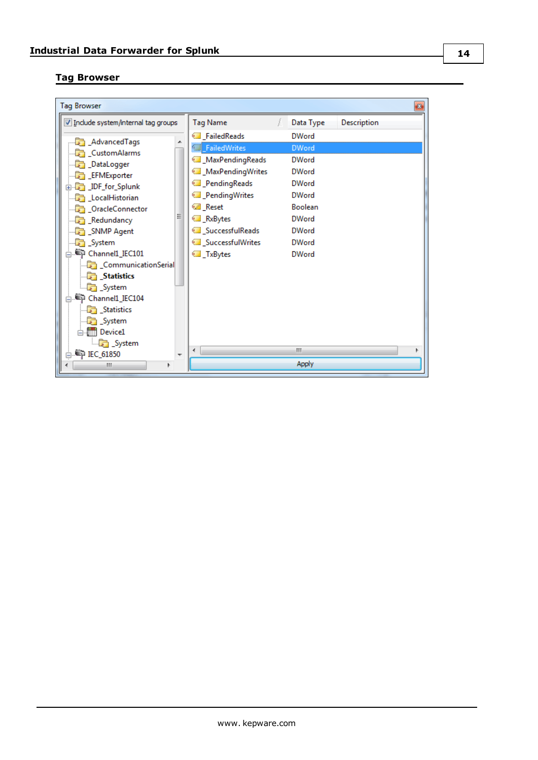## Tag Browser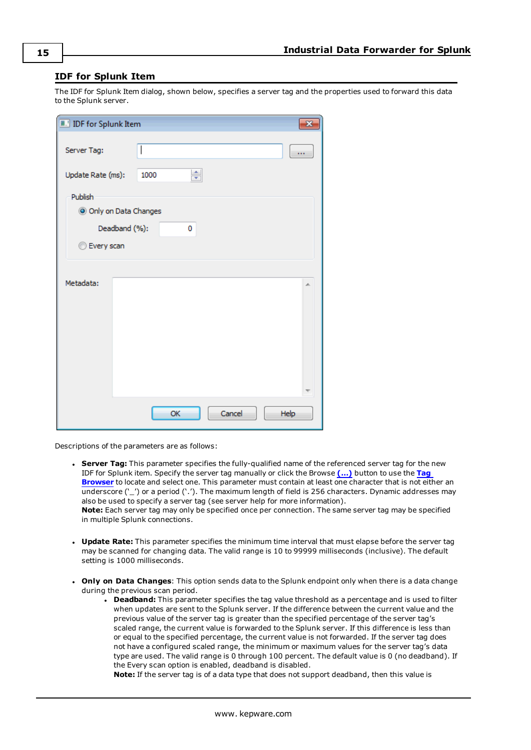## IDF for Splunk Item

The IDF for Splunk Item dialog, shown below, specifies a server tag and the properties used to forward this data to the Splunk server.

Descriptions of the parameters are as follows:

- **Server Tag:** This parameter specifies the fully-qualified name of the referenced server tag for the new IDF for Splunk item. Specify the server tag manually or click the Browse **(...)** button to use the **Tag Browser** to locate and select one. This parameter must contain at least one character that is not either an underscore ('_') or a period ('.'). The maximum length of field is 256 characters. Dynamic addresses may also be used to specify a server tag (see server help for more information).
  **Note:** Each server tag may only be specified once per connection. The same server tag may be specified in multiple Splunk connections.

- **Update Rate:** This parameter specifies the minimum time interval that must elapse before the server tag may be scanned for changing data. The valid range is 10 to 99999 milliseconds (inclusive). The default setting is 1000 milliseconds.

- **Only on Data Changes**: This option sends data to the Splunk endpoint only when there is a data change during the previous scan period.
  - **Deadband:** This parameter specifies the tag value threshold as a percentage and is used to filter when updates are sent to the Splunk server. If the difference between the current value and the previous value of the server tag is greater than the specified percentage of the server tag's scaled range, the current value is forwarded to the Splunk server. If this difference is less than or equal to the specified percentage, the current value is not forwarded. If the server tag does not have a configured scaled range, the minimum or maximum values for the server tag's data type are used. The valid range is 0 through 100 percent. The default value is 0 (no deadband). If the Every scan option is enabled, deadband is disabled.
    **Note:** If the server tag is of a data type that does not support deadband, then this value is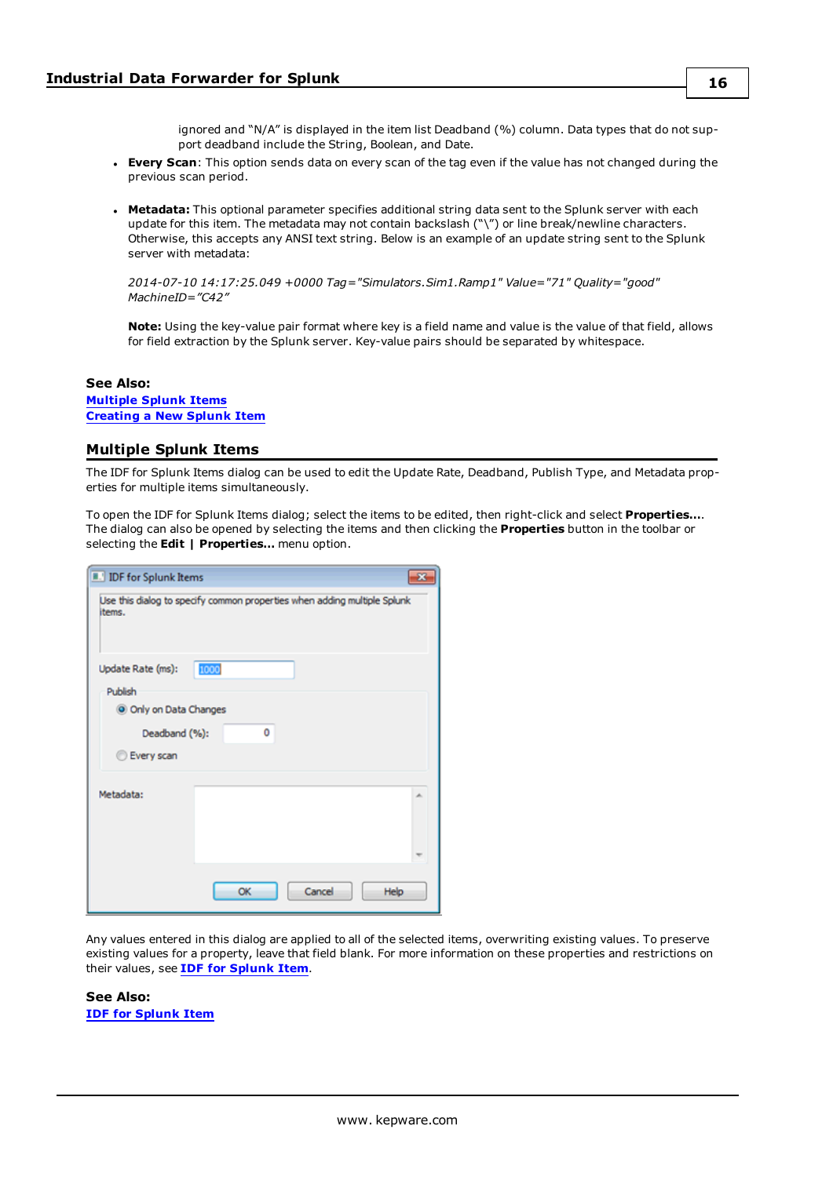ignored and “N/A” is displayed in the item list Deadband (%) column. Data types that do not support deadband include the String, Boolean, and Date.

- **Every Scan**: This option sends data on every scan of the tag even if the value has not changed during the previous scan period.

- **Metadata:** This optional parameter specifies additional string data sent to the Splunk server with each update for this item. The metadata may not contain backslash ("\") or line break/newline characters. Otherwise, this accepts any ANSI text string. Below is an example of an update string sent to the Splunk server with metadata:

  *2014-07-10 14:17:25.049 +0000 Tag="Simulators.Sim1.Ramp1" Value="71" Quality="good" MachineID="C42"*

  **Note:** Using the key-value pair format where key is a field name and value is the value of that field, allows for field extraction by the Splunk server. Key-value pairs should be separated by whitespace.

**See Also:**
**Multiple Splunk Items**
**Creating a New Splunk Item**

## Multiple Splunk Items

The IDF for Splunk Items dialog can be used to edit the Update Rate, Deadband, Publish Type, and Metadata properties for multiple items simultaneously.

To open the IDF for Splunk Items dialog; select the items to be edited, then right-click and select **Properties...**. The dialog can also be opened by selecting the items and then clicking the **Properties** button in the toolbar or selecting the **Edit | Properties...** menu option.

Any values entered in this dialog are applied to all of the selected items, overwriting existing values. To preserve existing values for a property, leave that field blank. For more information on these properties and restrictions on their values, see **IDF for Splunk Item**.

**See Also:**
**IDF for Splunk Item**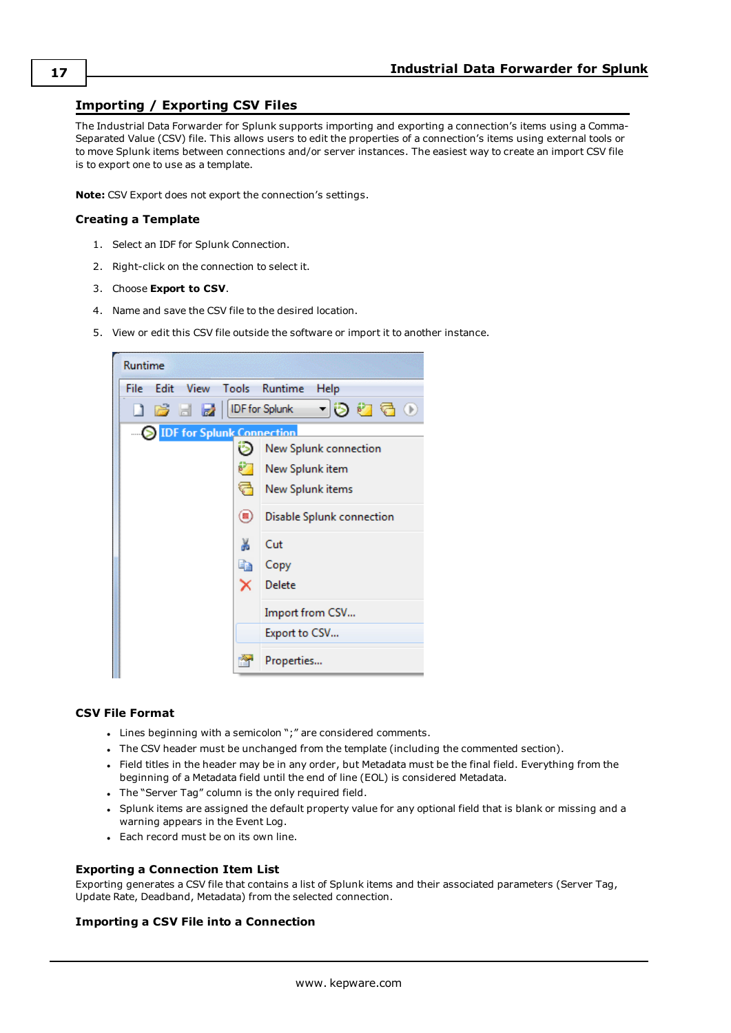## Importing / Exporting CSV Files

The Industrial Data Forwarder for Splunk supports importing and exporting a connection's items using a Comma-Separated Value (CSV) file. This allows users to edit the properties of a connection's items using external tools or to move Splunk items between connections and/or server instances. The easiest way to create an import CSV file is to export one to use as a template.

**Note:** CSV Export does not export the connection's settings.

### Creating a Template

1. Select an IDF for Splunk Connection.
2. Right-click on the connection to select it.
3. Choose **Export to CSV**.
4. Name and save the CSV file to the desired location.
5. View or edit this CSV file outside the software or import it to another instance.

### CSV File Format

- Lines beginning with a semicolon ";" are considered comments.
- The CSV header must be unchanged from the template (including the commented section).
- Field titles in the header may be in any order, but Metadata must be the final field. Everything from the beginning of a Metadata field until the end of line (EOL) is considered Metadata.
- The "Server Tag" column is the only required field.
- Splunk items are assigned the default property value for any optional field that is blank or missing and a warning appears in the Event Log.
- Each record must be on its own line.

### Exporting a Connection Item List

Exporting generates a CSV file that contains a list of Splunk items and their associated parameters (Server Tag, Update Rate, Deadband, Metadata) from the selected connection.

### Importing a CSV File into a Connection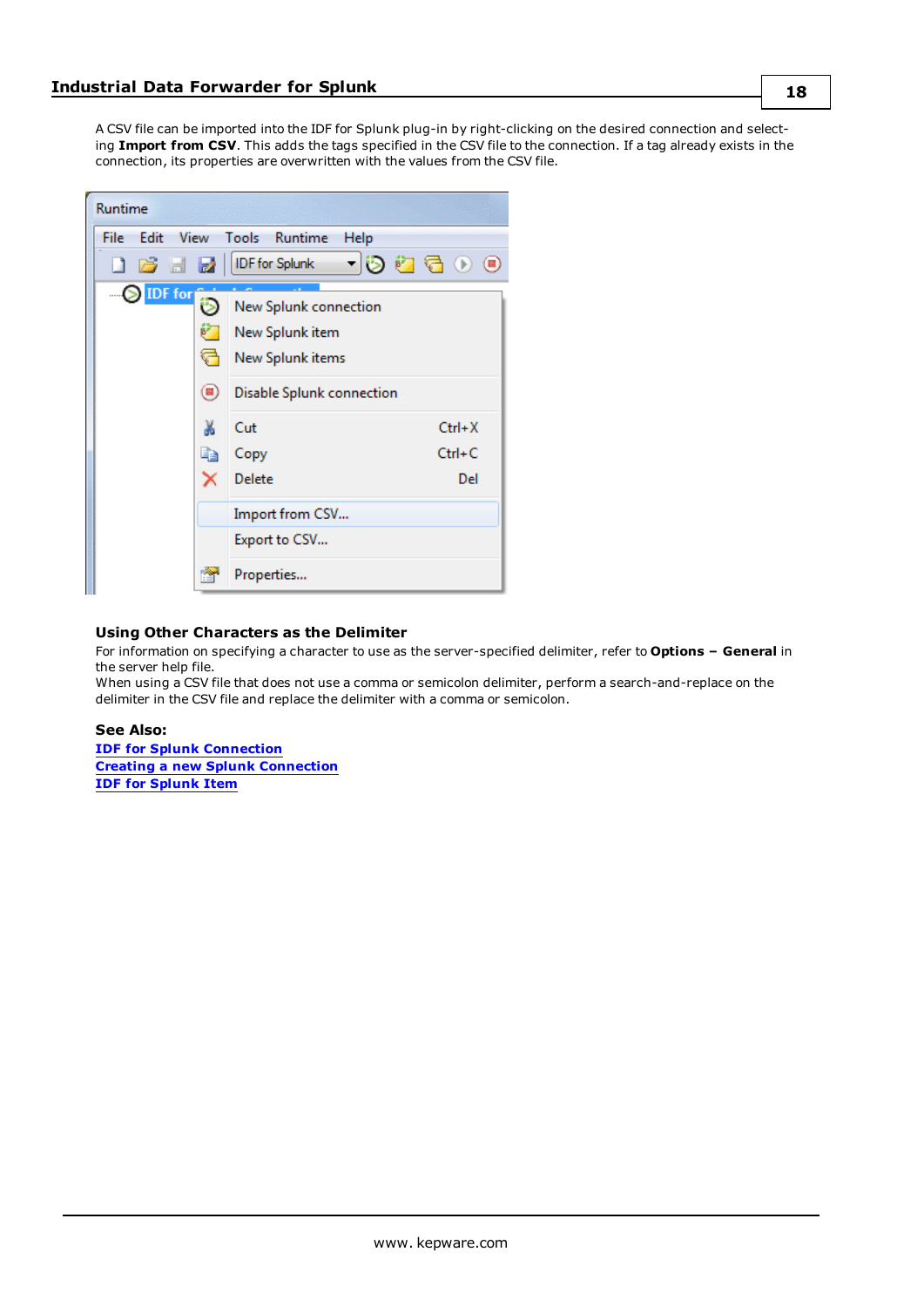A CSV file can be imported into the IDF for Splunk plug-in by right-clicking on the desired connection and selecting **Import from CSV**. This adds the tags specified in the CSV file to the connection. If a tag already exists in the connection, its properties are overwritten with the values from the CSV file.

### Using Other Characters as the Delimiter

For information on specifying a character to use as the server-specified delimiter, refer to **Options – General** in the server help file.
When using a CSV file that does not use a comma or semicolon delimiter, perform a search-and-replace on the delimiter in the CSV file and replace the delimiter with a comma or semicolon.

**See Also:**
**IDF for Splunk Connection**
**Creating a new Splunk Connection**
**IDF for Splunk Item**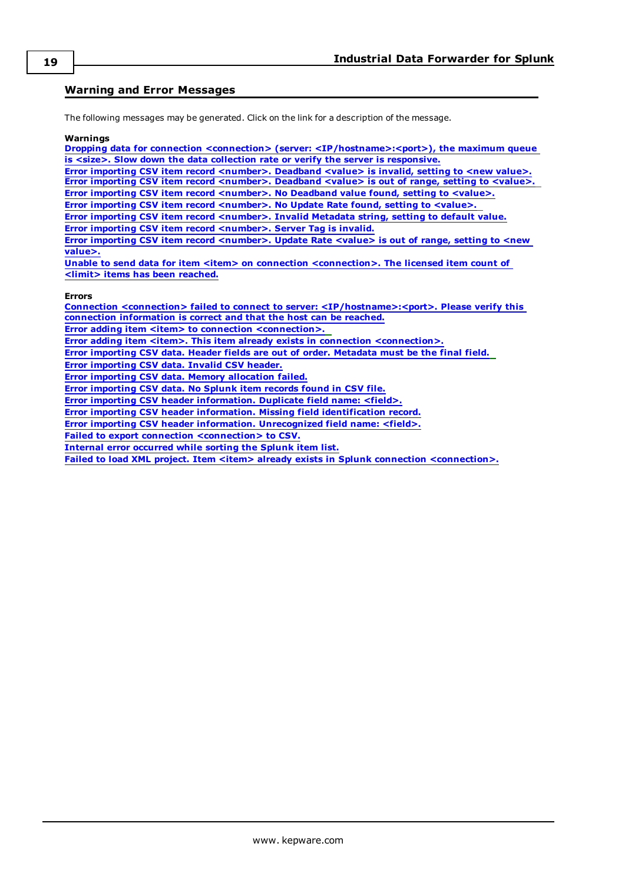## Warning and Error Messages

The following messages may be generated. Click on the link for a description of the message.

**Warnings**

**Dropping data for connection <connection> (server: <IP/hostname>:<port>), the maximum queue is <size>. Slow down the data collection rate or verify the server is responsive.**
**Error importing CSV item record <number>. Deadband <value> is invalid, setting to <new value>.**
**Error importing CSV item record <number>. Deadband <value> is out of range, setting to <value>.**
**Error importing CSV item record <number>. No Deadband value found, setting to <value>.**
**Error importing CSV item record <number>. No Update Rate found, setting to <value>.**
**Error importing CSV item record <number>. Invalid Metadata string, setting to default value.**
**Error importing CSV item record <number>. Server Tag is invalid.**
**Error importing CSV item record <number>. Update Rate <value> is out of range, setting to <new value>.**
**Unable to send data for item <item> on connection <connection>. The licensed item count of <limit> items has been reached.**

**Errors**

**Connection <connection> failed to connect to server: <IP/hostname>:<port>. Please verify this connection information is correct and that the host can be reached.**
**Error adding item <item> to connection <connection>.**
**Error adding item <item>. This item already exists in connection <connection>.**
**Error importing CSV data. Header fields are out of order. Metadata must be the final field.**
**Error importing CSV data. Invalid CSV header.**
**Error importing CSV data. Memory allocation failed.**
**Error importing CSV data. No Splunk item records found in CSV file.**
**Error importing CSV header information. Duplicate field name: <field>.**
**Error importing CSV header information. Missing field identification record.**
**Error importing CSV header information. Unrecognized field name: <field>.**
**Failed to export connection <connection> to CSV.**
**Internal error occurred while sorting the Splunk item list.**
**Failed to load XML project. Item <item> already exists in Splunk connection <connection>.**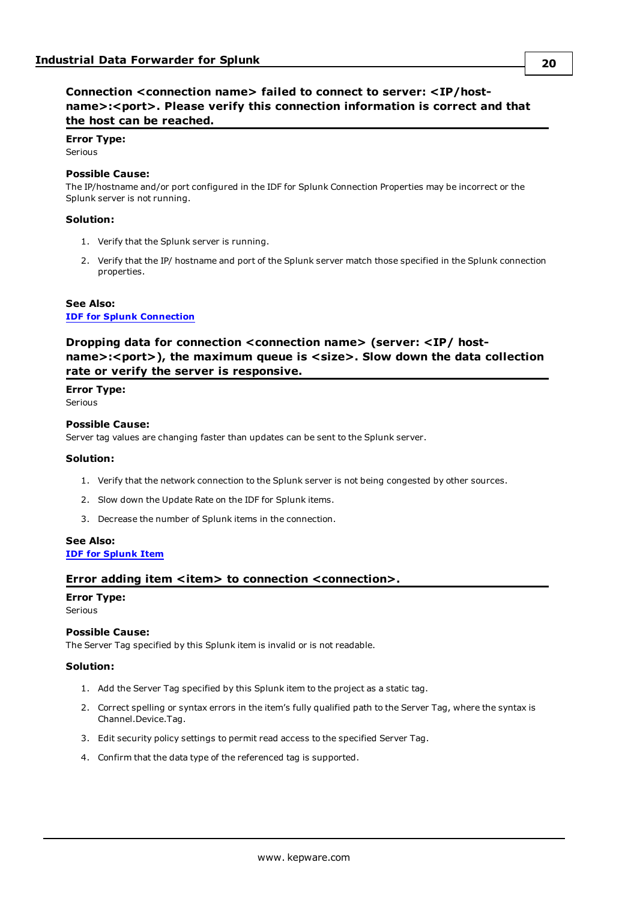### Connection <connection name> failed to connect to server: <IP/host-name>:<port>. Please verify this connection information is correct and that the host can be reached.

**Error Type:**
Serious

**Possible Cause:**
The IP/hostname and/or port configured in the IDF for Splunk Connection Properties may be incorrect or the Splunk server is not running.

**Solution:**

1. Verify that the Splunk server is running.
2. Verify that the IP/ hostname and port of the Splunk server match those specified in the Splunk connection properties.

**See Also:**
**IDF for Splunk Connection**

### Dropping data for connection <connection name> (server: <IP/ host-name>:<port>), the maximum queue is <size>. Slow down the data collection rate or verify the server is responsive.

**Error Type:**
Serious

**Possible Cause:**
Server tag values are changing faster than updates can be sent to the Splunk server.

**Solution:**

1. Verify that the network connection to the Splunk server is not being congested by other sources.
2. Slow down the Update Rate on the IDF for Splunk items.
3. Decrease the number of Splunk items in the connection.

**See Also:**
**IDF for Splunk Item**

### Error adding item <item> to connection <connection>.

**Error Type:**
Serious

**Possible Cause:**
The Server Tag specified by this Splunk item is invalid or is not readable.

**Solution:**

1. Add the Server Tag specified by this Splunk item to the project as a static tag.
2. Correct spelling or syntax errors in the item's fully qualified path to the Server Tag, where the syntax is Channel.Device.Tag.
3. Edit security policy settings to permit read access to the specified Server Tag.
4. Confirm that the data type of the referenced tag is supported.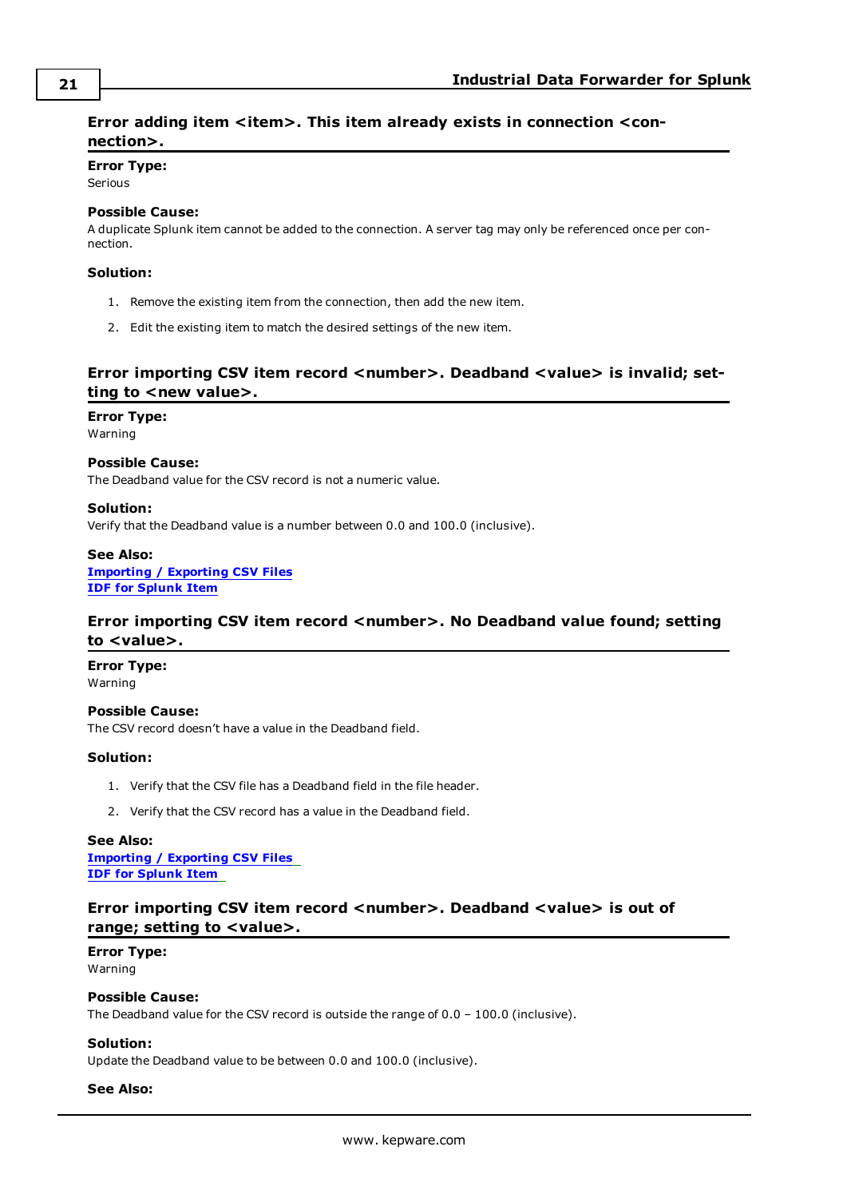### Error adding item <item>. This item already exists in connection <connection>.

**Error Type:**
Serious

**Possible Cause:**
A duplicate Splunk item cannot be added to the connection. A server tag may only be referenced once per connection.

**Solution:**

1. Remove the existing item from the connection, then add the new item.
2. Edit the existing item to match the desired settings of the new item.

### Error importing CSV item record <number>. Deadband <value> is invalid; setting to <new value>.

**Error Type:**
Warning

**Possible Cause:**
The Deadband value for the CSV record is not a numeric value.

**Solution:**
Verify that the Deadband value is a number between 0.0 and 100.0 (inclusive).

**See Also:**
**Importing / Exporting CSV Files**
**IDF for Splunk Item**

### Error importing CSV item record <number>. No Deadband value found; setting to <value>.

**Error Type:**
Warning

**Possible Cause:**
The CSV record doesn't have a value in the Deadband field.

**Solution:**

1. Verify that the CSV file has a Deadband field in the file header.
2. Verify that the CSV record has a value in the Deadband field.

**See Also:**
**Importing / Exporting CSV Files**
**IDF for Splunk Item**

### Error importing CSV item record <number>. Deadband <value> is out of range; setting to <value>.

**Error Type:**
Warning

**Possible Cause:**
The Deadband value for the CSV record is outside the range of 0.0 – 100.0 (inclusive).

**Solution:**
Update the Deadband value to be between 0.0 and 100.0 (inclusive).

**See Also:**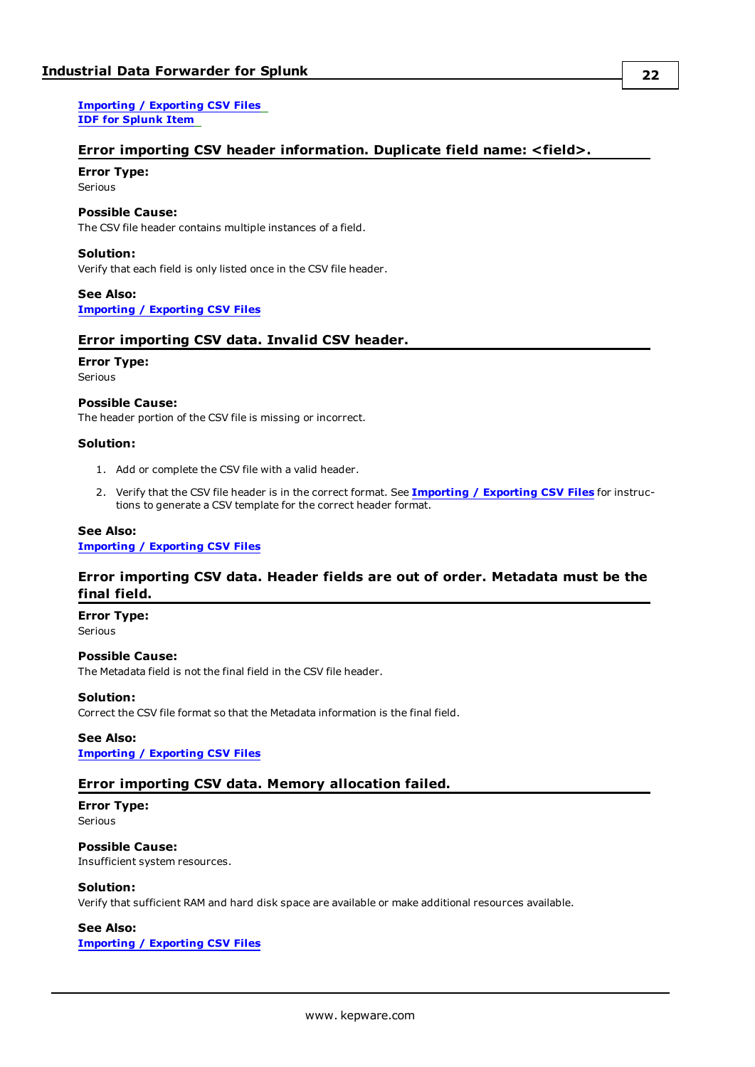[Importing / Exporting CSV Files](#)
[IDF for Splunk Item](#)

### Error importing CSV header information. Duplicate field name: <field>.

**Error Type:**
Serious

**Possible Cause:**
The CSV file header contains multiple instances of a field.

**Solution:**
Verify that each field is only listed once in the CSV file header.

**See Also:**
[Importing / Exporting CSV Files](#)

### Error importing CSV data. Invalid CSV header.

**Error Type:**
Serious

**Possible Cause:**
The header portion of the CSV file is missing or incorrect.

**Solution:**

1. Add or complete the CSV file with a valid header.
2. Verify that the CSV file header is in the correct format. See **Importing / Exporting CSV Files** for instructions to generate a CSV template for the correct header format.

**See Also:**
[Importing / Exporting CSV Files](#)

### Error importing CSV data. Header fields are out of order. Metadata must be the final field.

**Error Type:**
Serious

**Possible Cause:**
The Metadata field is not the final field in the CSV file header.

**Solution:**
Correct the CSV file format so that the Metadata information is the final field.

**See Also:**
[Importing / Exporting CSV Files](#)

### Error importing CSV data. Memory allocation failed.

**Error Type:**
Serious

**Possible Cause:**
Insufficient system resources.

**Solution:**
Verify that sufficient RAM and hard disk space are available or make additional resources available.

**See Also:**
[Importing / Exporting CSV Files](#)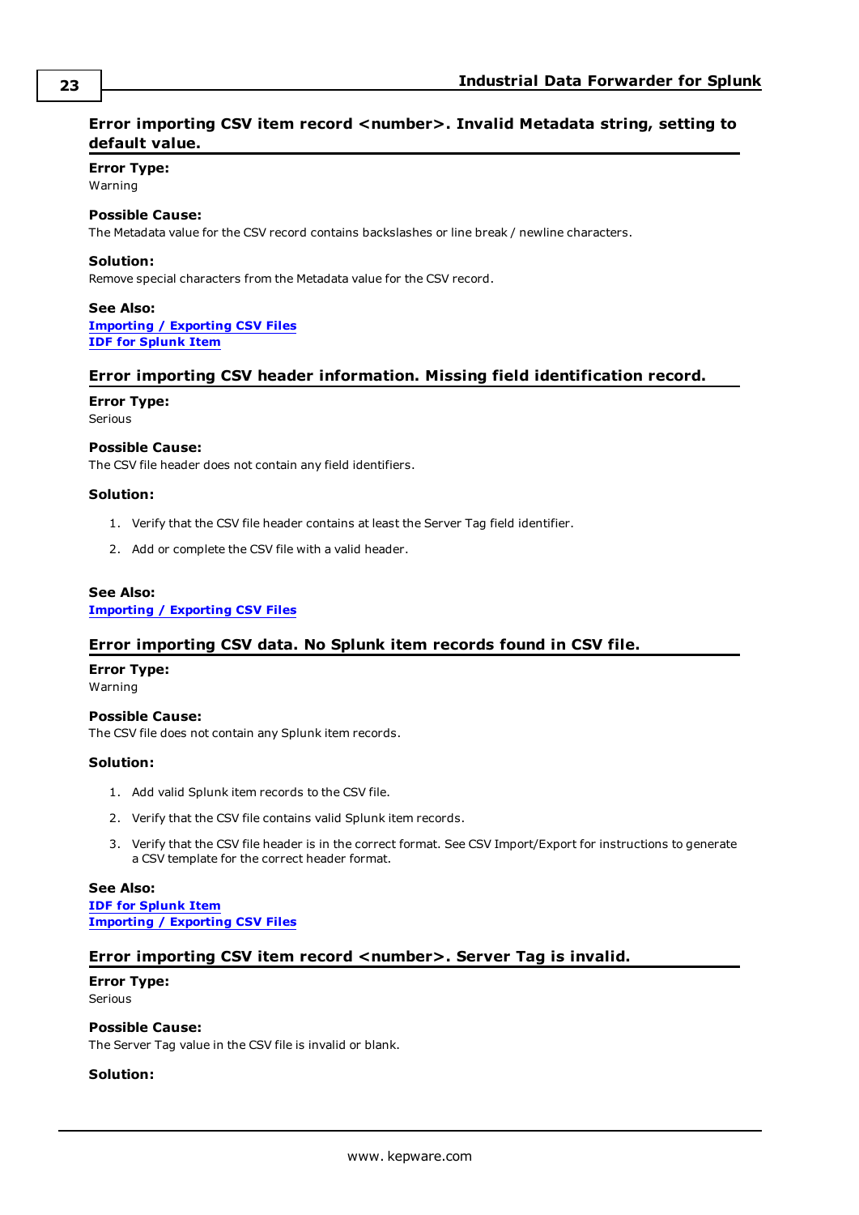## Error importing CSV item record <number>. Invalid Metadata string, setting to default value.

**Error Type:**
Warning

**Possible Cause:**
The Metadata value for the CSV record contains backslashes or line break / newline characters.

**Solution:**
Remove special characters from the Metadata value for the CSV record.

**See Also:**
**Importing / Exporting CSV Files**
**IDF for Splunk Item**

## Error importing CSV header information. Missing field identification record.

**Error Type:**
Serious

**Possible Cause:**
The CSV file header does not contain any field identifiers.

**Solution:**

1. Verify that the CSV file header contains at least the Server Tag field identifier.
2. Add or complete the CSV file with a valid header.

**See Also:**
**Importing / Exporting CSV Files**

## Error importing CSV data. No Splunk item records found in CSV file.

**Error Type:**
Warning

**Possible Cause:**
The CSV file does not contain any Splunk item records.

**Solution:**

1. Add valid Splunk item records to the CSV file.
2. Verify that the CSV file contains valid Splunk item records.
3. Verify that the CSV file header is in the correct format. See CSV Import/Export for instructions to generate a CSV template for the correct header format.

**See Also:**
**IDF for Splunk Item**
**Importing / Exporting CSV Files**

## Error importing CSV item record <number>. Server Tag is invalid.

**Error Type:**
Serious

**Possible Cause:**
The Server Tag value in the CSV file is invalid or blank.

**Solution:**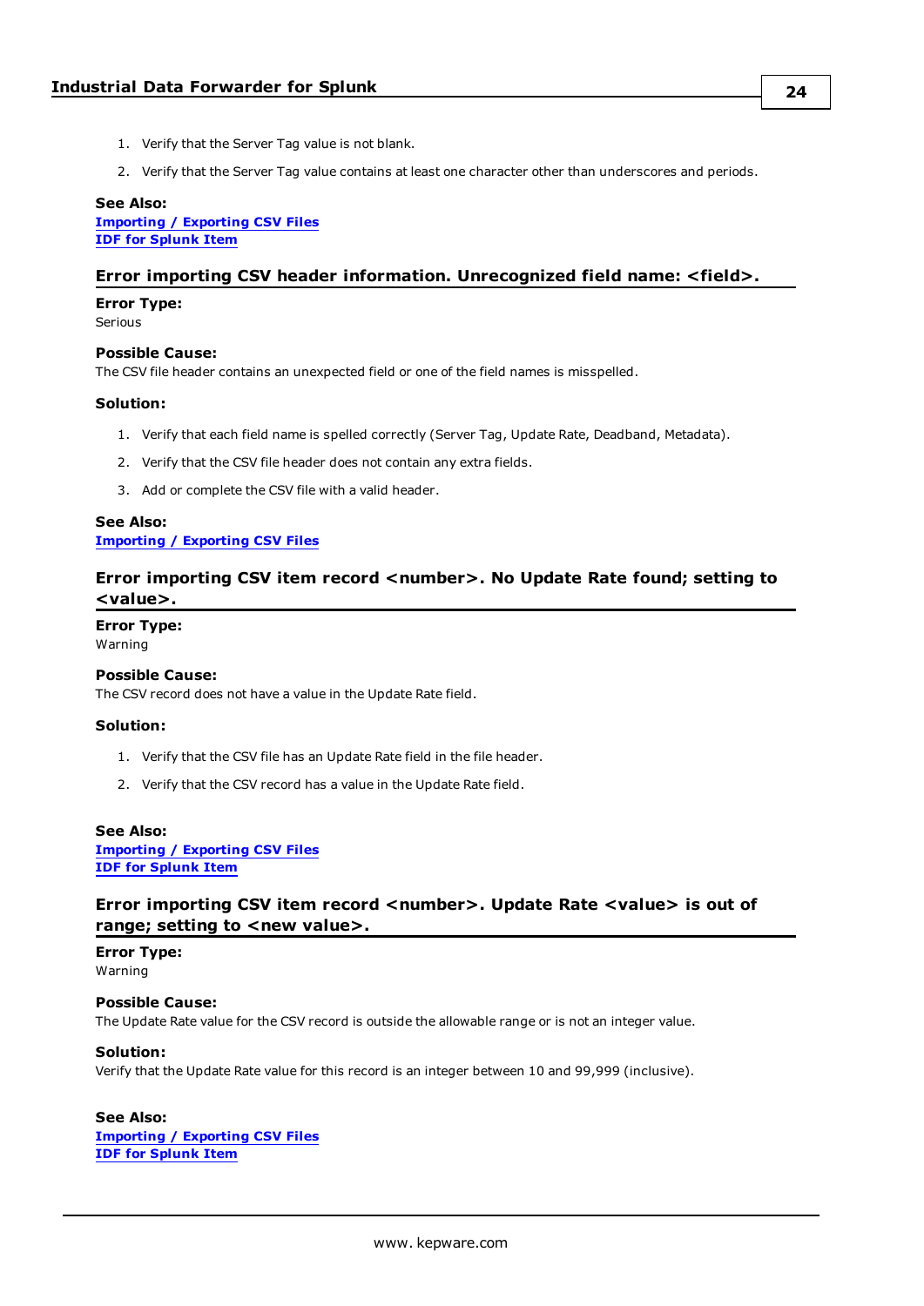1. Verify that the Server Tag value is not blank.
2. Verify that the Server Tag value contains at least one character other than underscores and periods.

**See Also:**
**Importing / Exporting CSV Files**
**IDF for Splunk Item**

### Error importing CSV header information. Unrecognized field name: <field>.

**Error Type:**
Serious

**Possible Cause:**
The CSV file header contains an unexpected field or one of the field names is misspelled.

**Solution:**

1. Verify that each field name is spelled correctly (Server Tag, Update Rate, Deadband, Metadata).
2. Verify that the CSV file header does not contain any extra fields.
3. Add or complete the CSV file with a valid header.

**See Also:**
**Importing / Exporting CSV Files**

### Error importing CSV item record <number>. No Update Rate found; setting to <value>.

**Error Type:**
Warning

**Possible Cause:**
The CSV record does not have a value in the Update Rate field.

**Solution:**

1. Verify that the CSV file has an Update Rate field in the file header.
2. Verify that the CSV record has a value in the Update Rate field.

**See Also:**
**Importing / Exporting CSV Files**
**IDF for Splunk Item**

### Error importing CSV item record <number>. Update Rate <value> is out of range; setting to <new value>.

**Error Type:**
Warning

**Possible Cause:**
The Update Rate value for the CSV record is outside the allowable range or is not an integer value.

**Solution:**
Verify that the Update Rate value for this record is an integer between 10 and 99,999 (inclusive).

**See Also:**
**Importing / Exporting CSV Files**
**IDF for Splunk Item**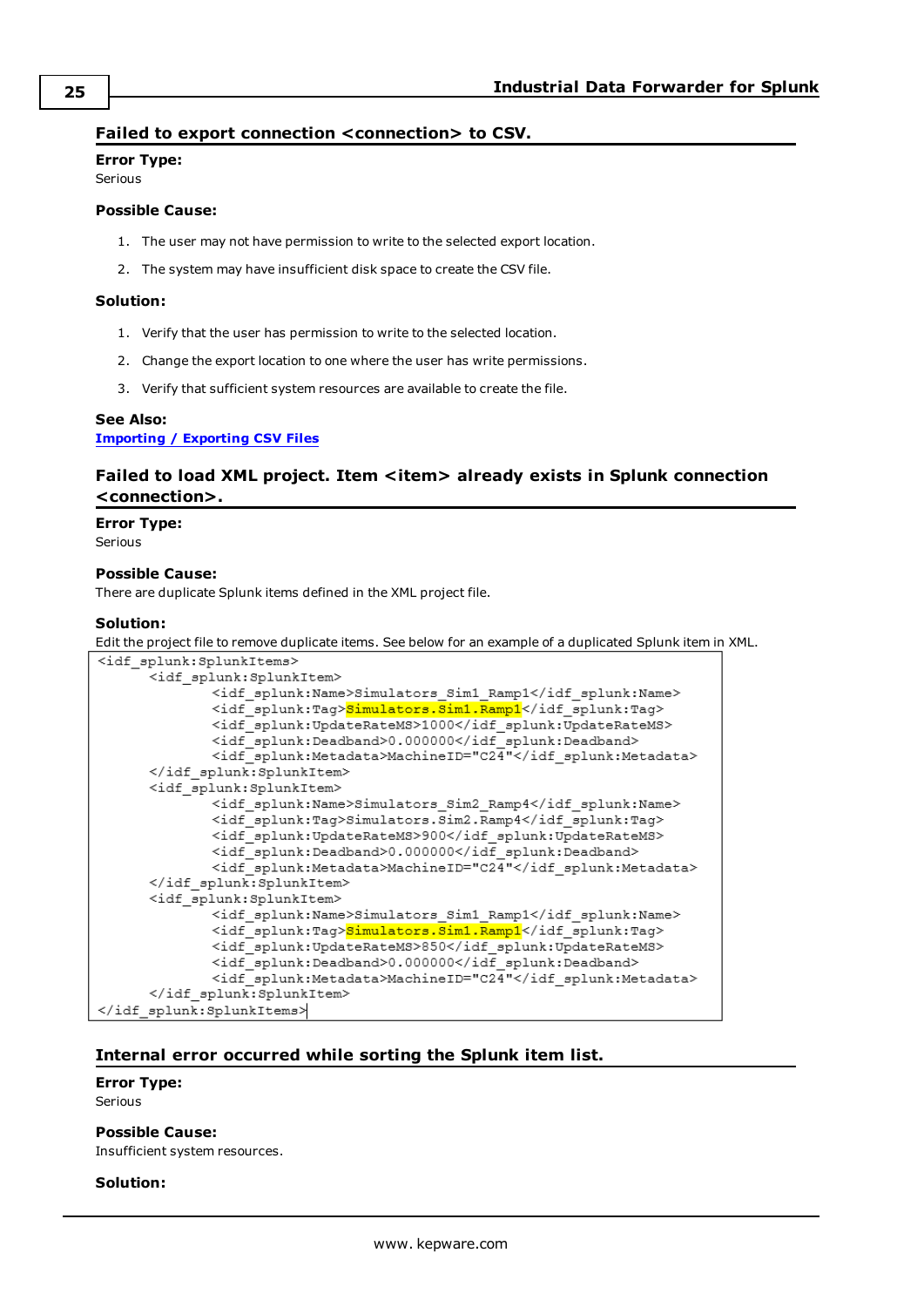### Failed to export connection <connection> to CSV.

**Error Type:**
Serious

**Possible Cause:**

1. The user may not have permission to write to the selected export location.
2. The system may have insufficient disk space to create the CSV file.

**Solution:**

1. Verify that the user has permission to write to the selected location.
2. Change the export location to one where the user has write permissions.
3. Verify that sufficient system resources are available to create the file.

**See Also:**
Importing / Exporting CSV Files

### Failed to load XML project. Item <item> already exists in Splunk connection <connection>.

**Error Type:**
Serious

**Possible Cause:**
There are duplicate Splunk items defined in the XML project file.

**Solution:**
Edit the project file to remove duplicate items. See below for an example of a duplicated Splunk item in XML.

```
<idf_splunk:SplunkItems>
      <idf_splunk:SplunkItem>
            <idf_splunk:Name>Simulators_Sim1_Ramp1</idf_splunk:Name>
            <idf_splunk:Tag>Simulators.Sim1.Ramp1</idf_splunk:Tag>
            <idf_splunk:UpdateRateMS>1000</idf_splunk:UpdateRateMS>
            <idf_splunk:Deadband>0.000000</idf_splunk:Deadband>
            <idf_splunk:Metadata>MachineID="C24"</idf_splunk:Metadata>
      </idf_splunk:SplunkItem>
      <idf_splunk:SplunkItem>
            <idf_splunk:Name>Simulators_Sim2_Ramp4</idf_splunk:Name>
            <idf_splunk:Tag>Simulators.Sim2.Ramp4</idf_splunk:Tag>
            <idf_splunk:UpdateRateMS>900</idf_splunk:UpdateRateMS>
            <idf_splunk:Deadband>0.000000</idf_splunk:Deadband>
            <idf_splunk:Metadata>MachineID="C24"</idf_splunk:Metadata>
      </idf_splunk:SplunkItem>
      <idf_splunk:SplunkItem>
            <idf_splunk:Name>Simulators_Sim1_Ramp1</idf_splunk:Name>
            <idf_splunk:Tag>Simulators.Sim1.Ramp1</idf_splunk:Tag>
            <idf_splunk:UpdateRateMS>850</idf_splunk:UpdateRateMS>
            <idf_splunk:Deadband>0.000000</idf_splunk:Deadband>
            <idf_splunk:Metadata>MachineID="C24"</idf_splunk:Metadata>
      </idf_splunk:SplunkItem>
</idf_splunk:SplunkItems>
```

### Internal error occurred while sorting the Splunk item list.

**Error Type:**
Serious

**Possible Cause:**
Insufficient system resources.

**Solution:**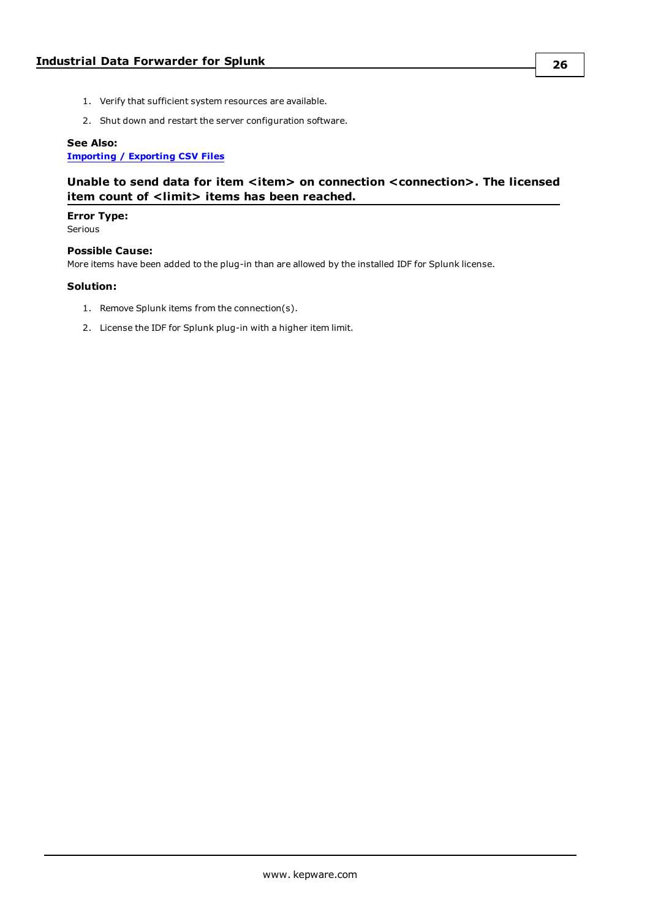1. Verify that sufficient system resources are available.
2. Shut down and restart the server configuration software.

**See Also:**
**Importing / Exporting CSV Files**

### Unable to send data for item <item> on connection <connection>. The licensed item count of <limit> items has been reached.

**Error Type:**
Serious

**Possible Cause:**
More items have been added to the plug-in than are allowed by the installed IDF for Splunk license.

**Solution:**

1. Remove Splunk items from the connection(s).
2. License the IDF for Splunk plug-in with a higher item limit.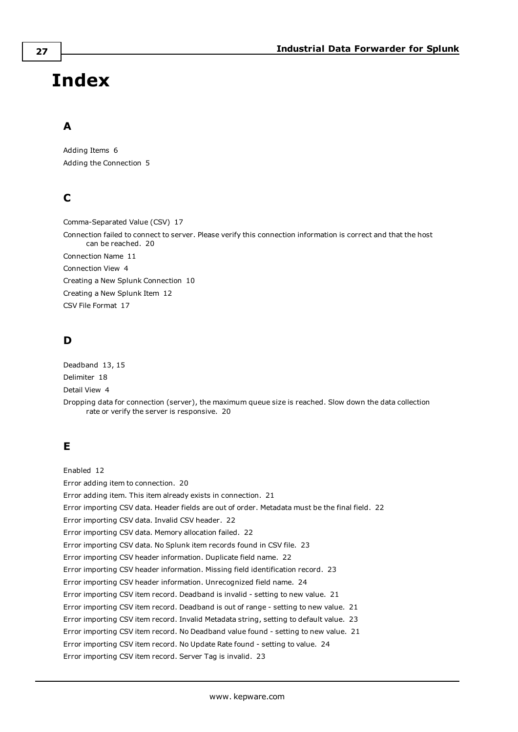# Index

## A

Adding Items 6

Adding the Connection 5

## C

Comma-Separated Value (CSV) 17

Connection failed to connect to server. Please verify this connection information is correct and that the host can be reached. 20

Connection Name 11

Connection View 4

Creating a New Splunk Connection 10

Creating a New Splunk Item 12

CSV File Format 17

## D

Deadband 13, 15

Delimiter 18

Detail View 4

Dropping data for connection (server), the maximum queue size is reached. Slow down the data collection rate or verify the server is responsive. 20

## E

Enabled 12

Error adding item to connection. 20

Error adding item. This item already exists in connection. 21

Error importing CSV data. Header fields are out of order. Metadata must be the final field. 22

Error importing CSV data. Invalid CSV header. 22

Error importing CSV data. Memory allocation failed. 22

Error importing CSV data. No Splunk item records found in CSV file. 23

Error importing CSV header information. Duplicate field name. 22

Error importing CSV header information. Missing field identification record. 23

Error importing CSV header information. Unrecognized field name. 24

Error importing CSV item record. Deadband is invalid - setting to new value. 21

Error importing CSV item record. Deadband is out of range - setting to new value. 21

Error importing CSV item record. Invalid Metadata string, setting to default value. 23

Error importing CSV item record. No Deadband value found - setting to new value. 21

Error importing CSV item record. No Update Rate found - setting to value. 24

Error importing CSV item record. Server Tag is invalid. 23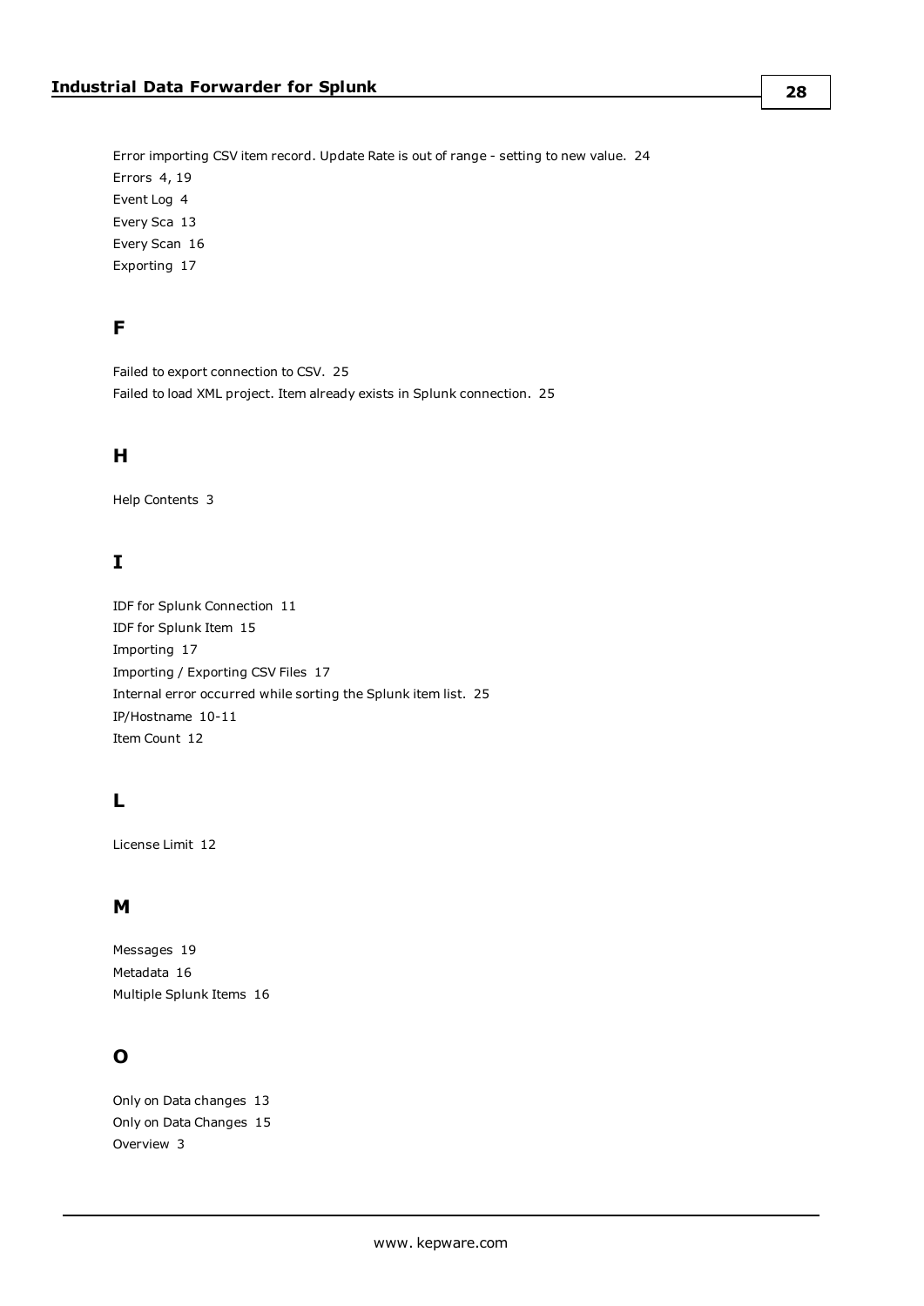Error importing CSV item record. Update Rate is out of range - setting to new value. 24
Errors 4, 19
Event Log 4
Every Sca 13
Every Scan 16
Exporting 17

## F

Failed to export connection to CSV. 25
Failed to load XML project. Item already exists in Splunk connection. 25

## H

Help Contents 3

## I

IDF for Splunk Connection 11
IDF for Splunk Item 15
Importing 17
Importing / Exporting CSV Files 17
Internal error occurred while sorting the Splunk item list. 25
IP/Hostname 10-11
Item Count 12

## L

License Limit 12

## M

Messages 19
Metadata 16
Multiple Splunk Items 16

## O

Only on Data changes 13
Only on Data Changes 15
Overview 3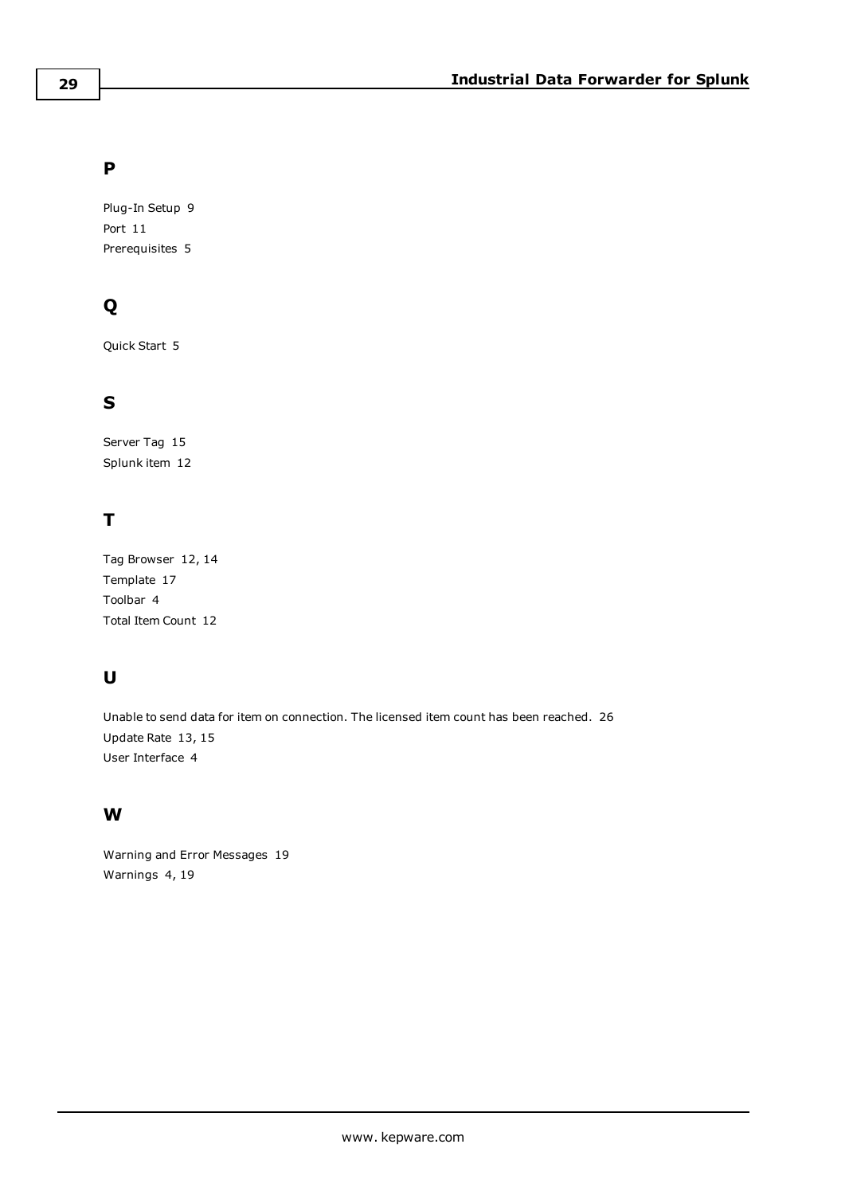## P

Plug-In Setup 9
Port 11
Prerequisites 5

## Q

Quick Start 5

## S

Server Tag 15
Splunk item 12

## T

Tag Browser 12, 14
Template 17
Toolbar 4
Total Item Count 12

## U

Unable to send data for item on connection. The licensed item count has been reached. 26
Update Rate 13, 15
User Interface 4

## W

Warning and Error Messages 19
Warnings 4, 19